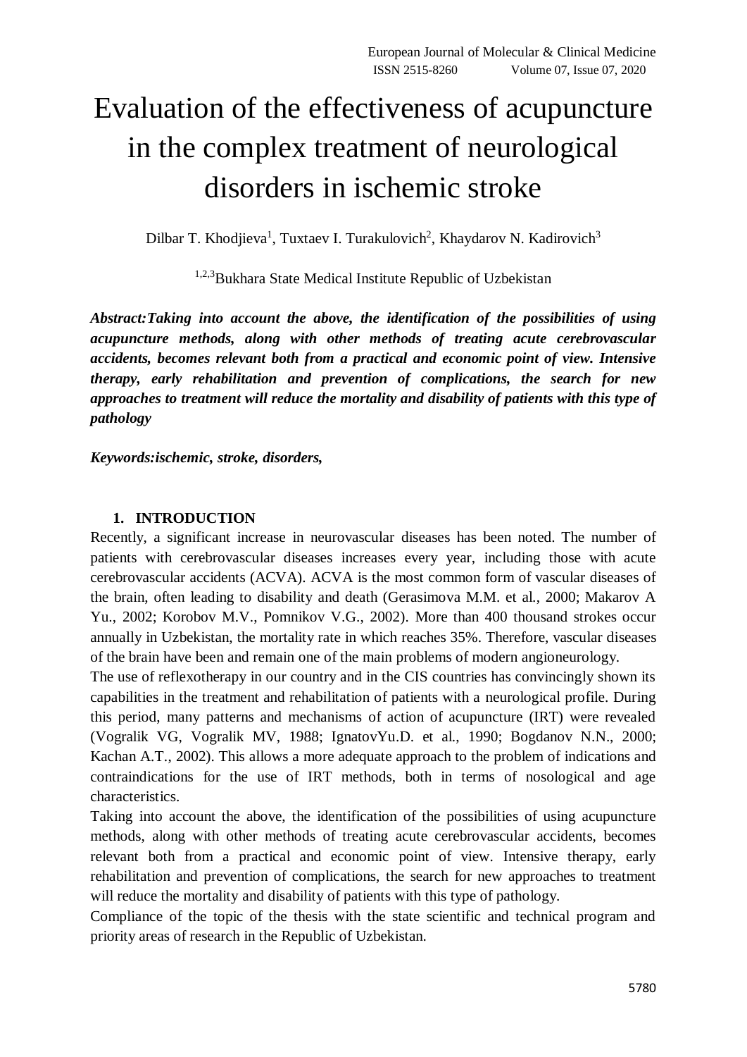# Evaluation of the effectiveness of acupuncture in the complex treatment of neurological disorders in ischemic stroke

Dilbar T. Khodjieva[1], Tuxtaev I. Turakulovich[2], Khaydarov N. Kadirovich[3]

[1,2,3]Bukhara State Medical Institute Republic of Uzbekistan

***Abstract:Taking into account the above, the identification of the possibilities of using acupuncture methods, along with other methods of treating acute cerebrovascular accidents, becomes relevant both from a practical and economic point of view. Intensive therapy, early rehabilitation and prevention of complications, the search for new approaches to treatment will reduce the mortality and disability of patients with this type of pathology***

***Keywords:ischemic, stroke, disorders,***

## 1. INTRODUCTION

Recently, a significant increase in neurovascular diseases has been noted. The number of patients with cerebrovascular diseases increases every year, including those with acute cerebrovascular accidents (ACVA). ACVA is the most common form of vascular diseases of the brain, often leading to disability and death (Gerasimova M.M. et al., 2000; Makarov A Yu., 2002; Korobov M.V., Pomnikov V.G., 2002). More than 400 thousand strokes occur annually in Uzbekistan, the mortality rate in which reaches 35%. Therefore, vascular diseases of the brain have been and remain one of the main problems of modern angioneurology.

The use of reflexotherapy in our country and in the CIS countries has convincingly shown its capabilities in the treatment and rehabilitation of patients with a neurological profile. During this period, many patterns and mechanisms of action of acupuncture (IRT) were revealed (Vogralik VG, Vogralik MV, 1988; IgnatovYu.D. et al., 1990; Bogdanov N.N., 2000; Kachan A.T., 2002). This allows a more adequate approach to the problem of indications and contraindications for the use of IRT methods, both in terms of nosological and age characteristics.

Taking into account the above, the identification of the possibilities of using acupuncture methods, along with other methods of treating acute cerebrovascular accidents, becomes relevant both from a practical and economic point of view. Intensive therapy, early rehabilitation and prevention of complications, the search for new approaches to treatment will reduce the mortality and disability of patients with this type of pathology.

Compliance of the topic of the thesis with the state scientific and technical program and priority areas of research in the Republic of Uzbekistan.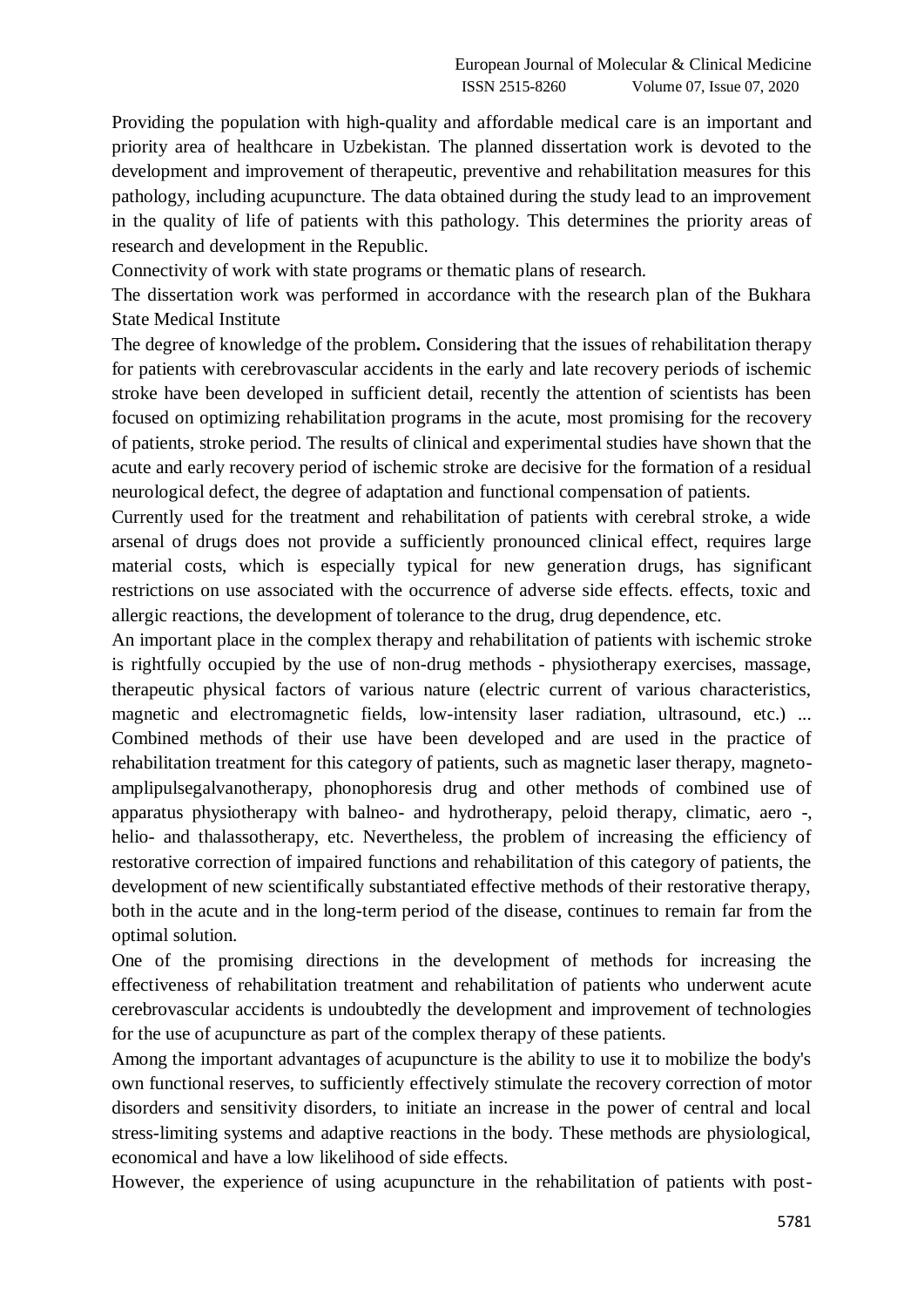Providing the population with high-quality and affordable medical care is an important and priority area of healthcare in Uzbekistan. The planned dissertation work is devoted to the development and improvement of therapeutic, preventive and rehabilitation measures for this pathology, including acupuncture. The data obtained during the study lead to an improvement in the quality of life of patients with this pathology. This determines the priority areas of research and development in the Republic.

Connectivity of work with state programs or thematic plans of research.

The dissertation work was performed in accordance with the research plan of the Bukhara State Medical Institute

The degree of knowledge of the problem**.** Considering that the issues of rehabilitation therapy for patients with cerebrovascular accidents in the early and late recovery periods of ischemic stroke have been developed in sufficient detail, recently the attention of scientists has been focused on optimizing rehabilitation programs in the acute, most promising for the recovery of patients, stroke period. The results of clinical and experimental studies have shown that the acute and early recovery period of ischemic stroke are decisive for the formation of a residual neurological defect, the degree of adaptation and functional compensation of patients.

Currently used for the treatment and rehabilitation of patients with cerebral stroke, a wide arsenal of drugs does not provide a sufficiently pronounced clinical effect, requires large material costs, which is especially typical for new generation drugs, has significant restrictions on use associated with the occurrence of adverse side effects. effects, toxic and allergic reactions, the development of tolerance to the drug, drug dependence, etc.

An important place in the complex therapy and rehabilitation of patients with ischemic stroke is rightfully occupied by the use of non-drug methods - physiotherapy exercises, massage, therapeutic physical factors of various nature (electric current of various characteristics, magnetic and electromagnetic fields, low-intensity laser radiation, ultrasound, etc.) ... Combined methods of their use have been developed and are used in the practice of rehabilitation treatment for this category of patients, such as magnetic laser therapy, magneto-amplipulsegalvanotherapy, phonophoresis drug and other methods of combined use of apparatus physiotherapy with balneo- and hydrotherapy, peloid therapy, climatic, aero -, helio- and thalassotherapy, etc. Nevertheless, the problem of increasing the efficiency of restorative correction of impaired functions and rehabilitation of this category of patients, the development of new scientifically substantiated effective methods of their restorative therapy, both in the acute and in the long-term period of the disease, continues to remain far from the optimal solution.

One of the promising directions in the development of methods for increasing the effectiveness of rehabilitation treatment and rehabilitation of patients who underwent acute cerebrovascular accidents is undoubtedly the development and improvement of technologies for the use of acupuncture as part of the complex therapy of these patients.

Among the important advantages of acupuncture is the ability to use it to mobilize the body's own functional reserves, to sufficiently effectively stimulate the recovery correction of motor disorders and sensitivity disorders, to initiate an increase in the power of central and local stress-limiting systems and adaptive reactions in the body. These methods are physiological, economical and have a low likelihood of side effects.

However, the experience of using acupuncture in the rehabilitation of patients with post-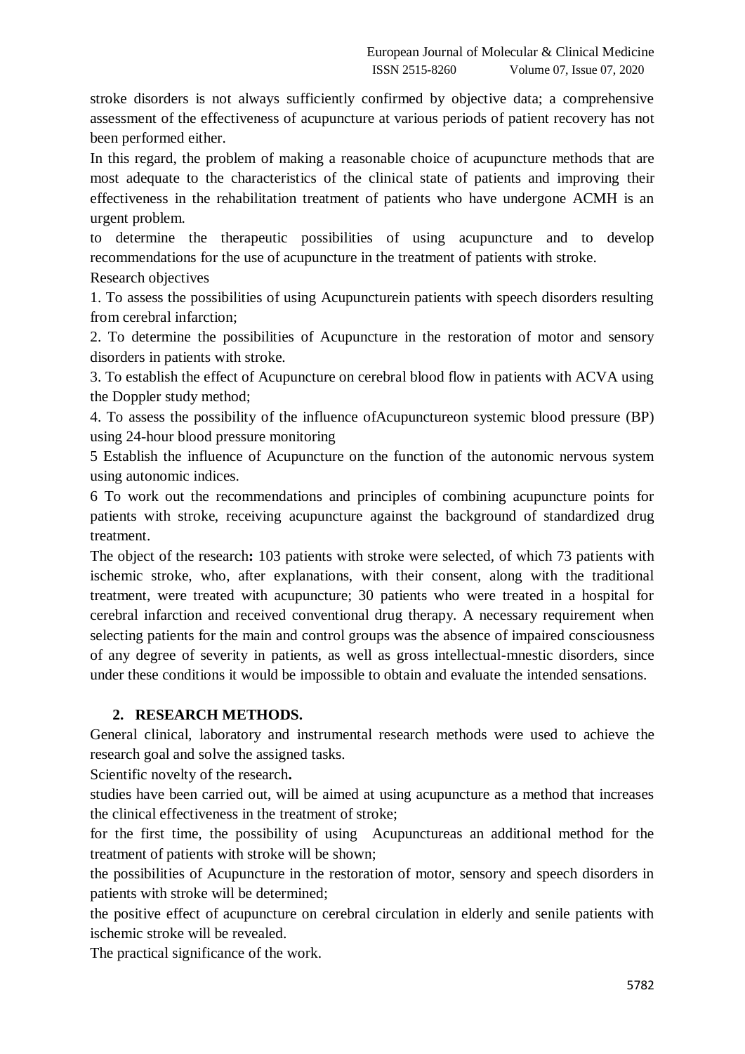stroke disorders is not always sufficiently confirmed by objective data; a comprehensive assessment of the effectiveness of acupuncture at various periods of patient recovery has not been performed either.

In this regard, the problem of making a reasonable choice of acupuncture methods that are most adequate to the characteristics of the clinical state of patients and improving their effectiveness in the rehabilitation treatment of patients who have undergone ACMH is an urgent problem.

to determine the therapeutic possibilities of using acupuncture and to develop recommendations for the use of acupuncture in the treatment of patients with stroke.

Research objectives

1. To assess the possibilities of using Acupuncturein patients with speech disorders resulting from cerebral infarction;
2. To determine the possibilities of Acupuncture in the restoration of motor and sensory disorders in patients with stroke.
3. To establish the effect of Acupuncture on cerebral blood flow in patients with ACVA using the Doppler study method;
4. To assess the possibility of the influence ofAcupunctureon systemic blood pressure (BP) using 24-hour blood pressure monitoring
5 Establish the influence of Acupuncture on the function of the autonomic nervous system using autonomic indices.
6 To work out the recommendations and principles of combining acupuncture points for patients with stroke, receiving acupuncture against the background of standardized drug treatment.

The object of the research**:** 103 patients with stroke were selected, of which 73 patients with ischemic stroke, who, after explanations, with their consent, along with the traditional treatment, were treated with acupuncture; 30 patients who were treated in a hospital for cerebral infarction and received conventional drug therapy. A necessary requirement when selecting patients for the main and control groups was the absence of impaired consciousness of any degree of severity in patients, as well as gross intellectual-mnestic disorders, since under these conditions it would be impossible to obtain and evaluate the intended sensations.

## 2. RESEARCH METHODS.

General clinical, laboratory and instrumental research methods were used to achieve the research goal and solve the assigned tasks.

Scientific novelty of the research**.**

studies have been carried out, will be aimed at using acupuncture as a method that increases the clinical effectiveness in the treatment of stroke;

for the first time, the possibility of using Acupunctureas an additional method for the treatment of patients with stroke will be shown;

the possibilities of Acupuncture in the restoration of motor, sensory and speech disorders in patients with stroke will be determined;

the positive effect of acupuncture on cerebral circulation in elderly and senile patients with ischemic stroke will be revealed.

The practical significance of the work.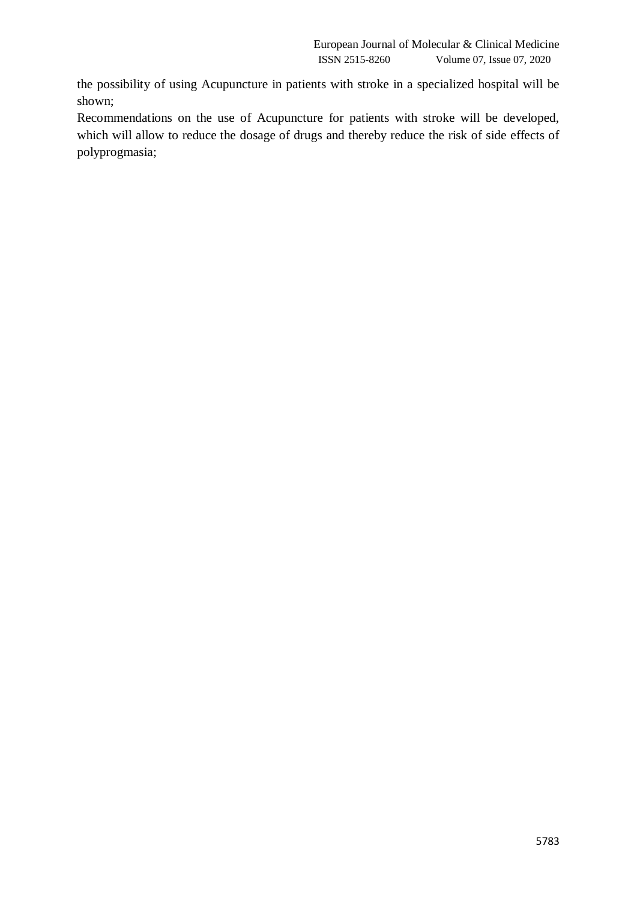the possibility of using Acupuncture in patients with stroke in a specialized hospital will be shown;

Recommendations on the use of Acupuncture for patients with stroke will be developed, which will allow to reduce the dosage of drugs and thereby reduce the risk of side effects of polyprogmasia;